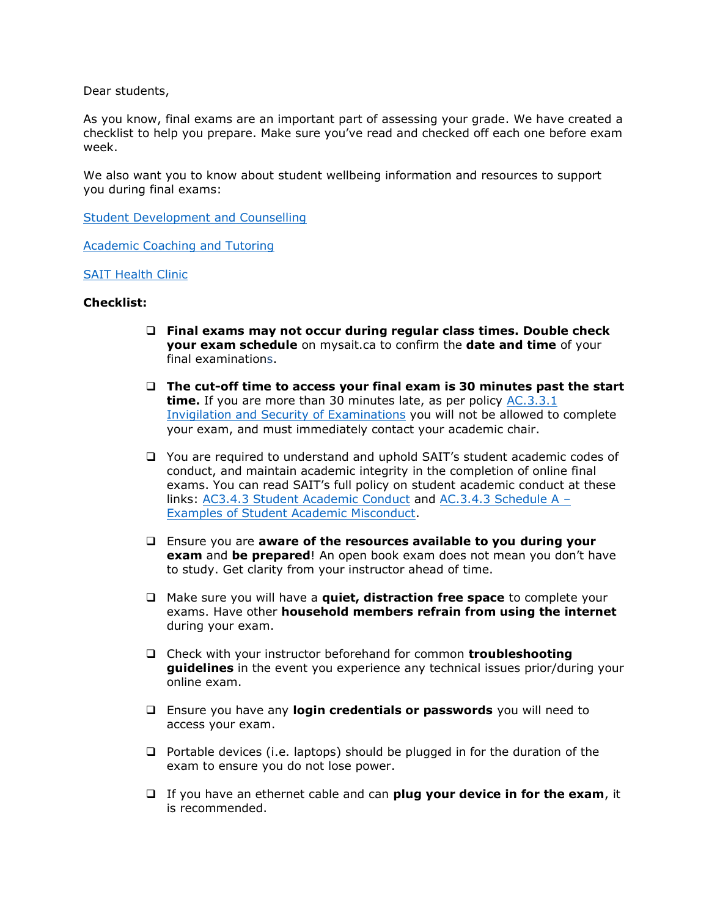Dear students,

As you know, final exams are an important part of assessing your grade. We have created a checklist to help you prepare. Make sure you've read and checked off each one before exam week.

We also want you to know about student wellbeing information and resources to support you during final exams:

[Student Development and Counselling]

[Academic Coaching and Tutoring]

[SAIT Health Clinic]

**Checklist:**

- ❑ **Final exams may not occur during regular class times. Double check your exam schedule** on mysait.ca to confirm the **date and time** of your final examinations.
- ❑ **The cut-off time to access your final exam is 30 minutes past the start time.** If you are more than 30 minutes late, as per policy [AC.3.3.1 Invigilation and Security of Examinations] you will not be allowed to complete your exam, and must immediately contact your academic chair.
- ❑ You are required to understand and uphold SAIT's student academic codes of conduct, and maintain academic integrity in the completion of online final exams. You can read SAIT's full policy on student academic conduct at these links: [AC3.4.3 Student Academic Conduct] and [AC.3.4.3 Schedule A – Examples of Student Academic Misconduct].
- ❑ Ensure you are **aware of the resources available to you during your exam** and **be prepared**! An open book exam does not mean you don't have to study. Get clarity from your instructor ahead of time.
- ❑ Make sure you will have a **quiet, distraction free space** to complete your exams. Have other **household members refrain from using the internet** during your exam.
- ❑ Check with your instructor beforehand for common **troubleshooting guidelines** in the event you experience any technical issues prior/during your online exam.
- ❑ Ensure you have any **login credentials or passwords** you will need to access your exam.
- ❑ Portable devices (i.e. laptops) should be plugged in for the duration of the exam to ensure you do not lose power.
- ❑ If you have an ethernet cable and can **plug your device in for the exam**, it is recommended.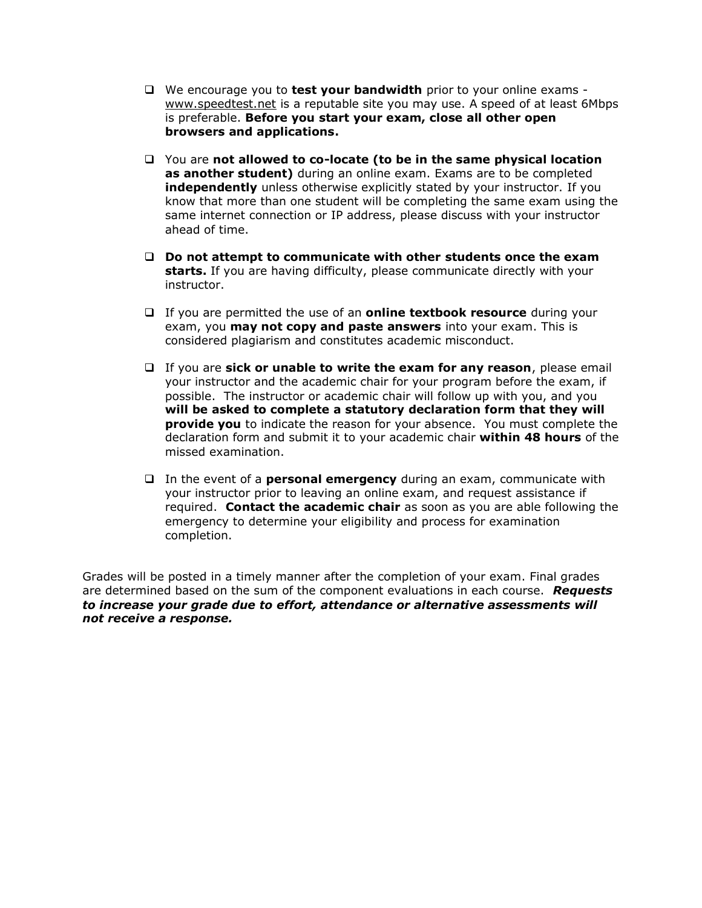- We encourage you to **test your bandwidth** prior to your online exams - www.speedtest.net is a reputable site you may use. A speed of at least 6Mbps is preferable. **Before you start your exam, close all other open browsers and applications.**

- You are **not allowed to co-locate (to be in the same physical location as another student)** during an online exam. Exams are to be completed **independently** unless otherwise explicitly stated by your instructor. If you know that more than one student will be completing the same exam using the same internet connection or IP address, please discuss with your instructor ahead of time.

- **Do not attempt to communicate with other students once the exam starts.** If you are having difficulty, please communicate directly with your instructor.

- If you are permitted the use of an **online textbook resource** during your exam, you **may not copy and paste answers** into your exam. This is considered plagiarism and constitutes academic misconduct.

- If you are **sick or unable to write the exam for any reason**, please email your instructor and the academic chair for your program before the exam, if possible. The instructor or academic chair will follow up with you, and you **will be asked to complete a statutory declaration form that they will provide you** to indicate the reason for your absence. You must complete the declaration form and submit it to your academic chair **within 48 hours** of the missed examination.

- In the event of a **personal emergency** during an exam, communicate with your instructor prior to leaving an online exam, and request assistance if required. **Contact the academic chair** as soon as you are able following the emergency to determine your eligibility and process for examination completion.

Grades will be posted in a timely manner after the completion of your exam. Final grades are determined based on the sum of the component evaluations in each course. ***Requests to increase your grade due to effort, attendance or alternative assessments will not receive a response.***